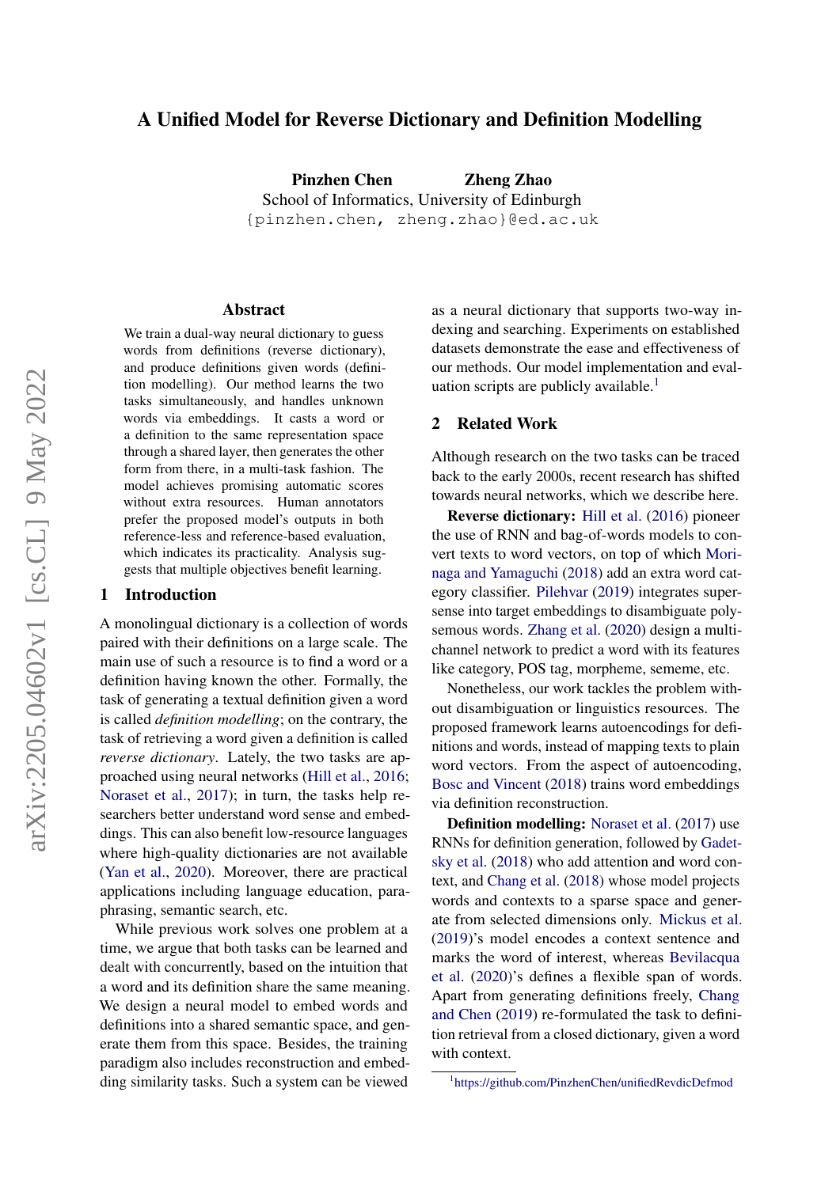# A Unified Model for Reverse Dictionary and Definition Modelling

**Pinzhen Chen** **Zheng Zhao**
School of Informatics, University of Edinburgh
{pinzhen.chen, zheng.zhao}@ed.ac.uk

## Abstract

We train a dual-way neural dictionary to guess words from definitions (reverse dictionary), and produce definitions given words (definition modelling). Our method learns the two tasks simultaneously, and handles unknown words via embeddings. It casts a word or a definition to the same representation space through a shared layer, then generates the other form from there, in a multi-task fashion. The model achieves promising automatic scores without extra resources. Human annotators prefer the proposed model's outputs in both reference-less and reference-based evaluation, which indicates its practicality. Analysis suggests that multiple objectives benefit learning.

## 1 Introduction

A monolingual dictionary is a collection of words paired with their definitions on a large scale. The main use of such a resource is to find a word or a definition having known the other. Formally, the task of generating a textual definition given a word is called *definition modelling*; on the contrary, the task of retrieving a word given a definition is called *reverse dictionary*. Lately, the two tasks are approached using neural networks (Hill et al., 2016; Noraset et al., 2017); in turn, the tasks help researchers better understand word sense and embeddings. This can also benefit low-resource languages where high-quality dictionaries are not available (Yan et al., 2020). Moreover, there are practical applications including language education, paraphrasing, semantic search, etc.

While previous work solves one problem at a time, we argue that both tasks can be learned and dealt with concurrently, based on the intuition that a word and its definition share the same meaning. We design a neural model to embed words and definitions into a shared semantic space, and generate them from this space. Besides, the training paradigm also includes reconstruction and embedding similarity tasks. Such a system can be viewed as a neural dictionary that supports two-way indexing and searching. Experiments on established datasets demonstrate the ease and effectiveness of our methods. Our model implementation and evaluation scripts are publicly available.[1]

## 2 Related Work

Although research on the two tasks can be traced back to the early 2000s, recent research has shifted towards neural networks, which we describe here.

**Reverse dictionary:** Hill et al. (2016) pioneer the use of RNN and bag-of-words models to convert texts to word vectors, on top of which Morinaga and Yamaguchi (2018) add an extra word category classifier. Pilehvar (2019) integrates supersense into target embeddings to disambiguate polysemous words. Zhang et al. (2020) design a multichannel network to predict a word with its features like category, POS tag, morpheme, sememe, etc.

Nonetheless, our work tackles the problem without disambiguation or linguistics resources. The proposed framework learns autoencodings for definitions and words, instead of mapping texts to plain word vectors. From the aspect of autoencoding, Bosc and Vincent (2018) trains word embeddings via definition reconstruction.

**Definition modelling:** Noraset et al. (2017) use RNNs for definition generation, followed by Gadetsky et al. (2018) who add attention and word context, and Chang et al. (2018) whose model projects words and contexts to a sparse space and generate from selected dimensions only. Mickus et al. (2019)'s model encodes a context sentence and marks the word of interest, whereas Bevilacqua et al. (2020)'s defines a flexible span of words. Apart from generating definitions freely, Chang and Chen (2019) re-formulated the task to definition retrieval from a closed dictionary, given a word with context.

[1] https://github.com/PinzhenChen/unifiedRevdicDefmod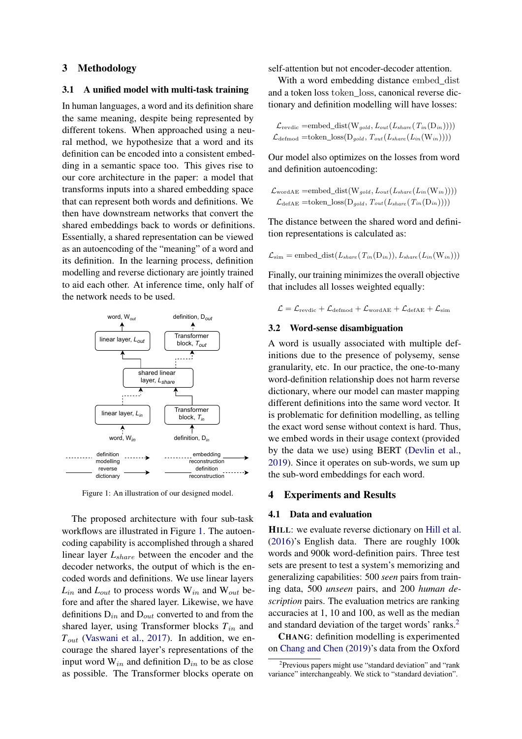## 3 Methodology

### 3.1 A unified model with multi-task training

In human languages, a word and its definition share the same meaning, despite being represented by different tokens. When approached using a neural method, we hypothesize that a word and its definition can be encoded into a consistent embedding in a semantic space too. This gives rise to our core architecture in the paper: a model that transforms inputs into a shared embedding space that can represent both words and definitions. We then have downstream networks that convert the shared embeddings back to words or definitions. Essentially, a shared representation can be viewed as an autoencoding of the "meaning" of a word and its definition. In the learning process, definition modelling and reverse dictionary are jointly trained to aid each other. At inference time, only half of the network needs to be used.

Figure 1: An illustration of our designed model.

The proposed architecture with four sub-task workflows are illustrated in Figure 1. The autoencoding capability is accomplished through a shared linear layer $L_{share}$ between the encoder and the decoder networks, the output of which is the encoded words and definitions. We use linear layers $L_{in}$ and $L_{out}$ to process words $\mathrm{W}_{in}$ and $\mathrm{W}_{out}$ before and after the shared layer. Likewise, we have definitions $\mathrm{D}_{in}$ and $\mathrm{D}_{out}$ converted to and from the shared layer, using Transformer blocks $T_{in}$ and $T_{out}$ (Vaswani et al., 2017). In addition, we encourage the shared layer's representations of the input word $\mathrm{W}_{in}$ and definition $\mathrm{D}_{in}$ to be as close as possible. The Transformer blocks operate on self-attention but not encoder-decoder attention.

With a word embedding distance embed_dist and a token loss token_loss, canonical reverse dictionary and definition modelling will have losses:

$$\mathcal{L}_{\text{revdic}} = \text{embed\_dist}(\mathrm{W}_{gold}, L_{out}(L_{share}(T_{in}(\mathrm{D}_{in}))))$$
$$\mathcal{L}_{\text{defmod}} = \text{token\_loss}(\mathrm{D}_{gold}, T_{out}(L_{share}(L_{in}(\mathrm{W}_{in}))))$$

Our model also optimizes on the losses from word and definition autoencoding:

$$\mathcal{L}_{\text{wordAE}} = \text{embed\_dist}(\mathrm{W}_{gold}, L_{out}(L_{share}(L_{in}(\mathrm{W}_{in}))))$$
$$\mathcal{L}_{\text{defAE}} = \text{token\_loss}(\mathrm{D}_{gold}, T_{out}(L_{share}(T_{in}(\mathrm{D}_{in}))))$$

The distance between the shared word and definition representations is calculated as:

$$\mathcal{L}_{\text{sim}} = \text{embed\_dist}(L_{share}(T_{in}(\mathrm{D}_{in})), L_{share}(L_{in}(\mathrm{W}_{in})))$$

Finally, our training minimizes the overall objective that includes all losses weighted equally:

$$\mathcal{L} = \mathcal{L}_{\text{revdic}} + \mathcal{L}_{\text{defmod}} + \mathcal{L}_{\text{wordAE}} + \mathcal{L}_{\text{defAE}} + \mathcal{L}_{\text{sim}}$$

### 3.2 Word-sense disambiguation

A word is usually associated with multiple definitions due to the presence of polysemy, sense granularity, etc. In our practice, the one-to-many word-definition relationship does not harm reverse dictionary, where our model can master mapping different definitions into the same word vector. It is problematic for definition modelling, as telling the exact word sense without context is hard. Thus, we embed words in their usage context (provided by the data we use) using BERT (Devlin et al., 2019). Since it operates on sub-words, we sum up the sub-word embeddings for each word.

## 4 Experiments and Results

### 4.1 Data and evaluation

**HILL**: we evaluate reverse dictionary on Hill et al. (2016)'s English data. There are roughly 100k words and 900k word-definition pairs. Three test sets are present to test a system's memorizing and generalizing capabilities: 500 *seen* pairs from training data, 500 *unseen* pairs, and 200 *human description* pairs. The evaluation metrics are ranking accuracies at 1, 10 and 100, as well as the median and standard deviation of the target words' ranks.[2]

**CHANG**: definition modelling is experimented on Chang and Chen (2019)'s data from the Oxford

[2] Previous papers might use "standard deviation" and "rank variance" interchangeably. We stick to "standard deviation".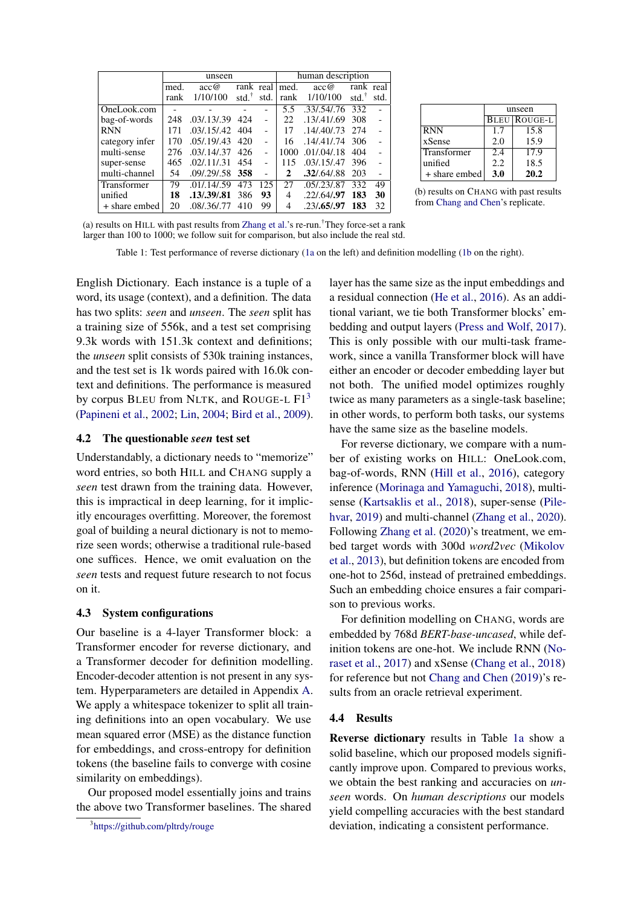| | unseen | | | | human description | | | |
|---|---|---|---|---|---|---|---|---|
| | med. rank | acc@ 1/10/100 | rank std.[†] | real std. | med. rank | acc@ 1/10/100 | rank std.[†] | real std. |
| OneLook.com | - | - | - | - | 5.5 | .33/.54/.76 | 332 | - |
| bag-of-words | 248 | .03/.13/.39 | 424 | - | 22 | .13/.41/.69 | 308 | - |
| RNN | 171 | .03/.15/.42 | 404 | - | 17 | .14/.40/.73 | 274 | - |
| category infer | 170 | .05/.19/.43 | 420 | - | 16 | .14/.41/.74 | 306 | - |
| multi-sense | 276 | .03/.14/.37 | 426 | - | 1000 | .01/.04/.18 | 404 | - |
| super-sense | 465 | .02/.11/.31 | 454 | - | 115 | .03/.15/.47 | 396 | - |
| multi-channel | 54 | .09/.29/.58 | **358** | - | **2** | **.32**/.64/.88 | 203 | - |
| Transformer | 79 | .01/.14/.59 | 473 | 125 | 27 | .05/.23/.87 | 332 | 49 |
| unified | **18** | **.13/.39/.81** | 386 | **93** | 4 | .22/.64/**.97** | **183** | **30** |
| + share embed | 20 | .08/.36/.77 | 410 | 99 | 4 | .23/**.65**/**.97** | **183** | 32 |

(a) results on HILL with past results from Zhang et al.'s re-run.[†]They force-set a rank larger than 100 to 1000; we follow suit for comparison, but also include the real std.

| | unseen | |
|---|---|---|
| | BLEU | ROUGE-L |
| RNN | 1.7 | 15.8 |
| xSense | 2.0 | 15.9 |
| Transformer | 2.4 | 17.9 |
| unified | 2.2 | 18.5 |
| + share embed | **3.0** | **20.2** |

(b) results on CHANG with past results from Chang and Chen's replicate.

Table 1: Test performance of reverse dictionary (1a on the left) and definition modelling (1b on the right).

English Dictionary. Each instance is a tuple of a word, its usage (context), and a definition. The data has two splits: *seen* and *unseen*. The *seen* split has a training size of 556k, and a test set comprising 9.3k words with 151.3k context and definitions; the *unseen* split consists of 530k training instances, and the test set is 1k words paired with 16.0k context and definitions. The performance is measured by corpus BLEU from NLTK, and ROUGE-L F1[3] (Papineni et al., 2002; Lin, 2004; Bird et al., 2009).

### 4.2 The questionable *seen* test set

Understandably, a dictionary needs to "memorize" word entries, so both HILL and CHANG supply a *seen* test drawn from the training data. However, this is impractical in deep learning, for it implicitly encourages overfitting. Moreover, the foremost goal of building a neural dictionary is not to memorize seen words; otherwise a traditional rule-based one suffices. Hence, we omit evaluation on the *seen* tests and request future research to not focus on it.

### 4.3 System configurations

Our baseline is a 4-layer Transformer block: a Transformer encoder for reverse dictionary, and a Transformer decoder for definition modelling. Encoder-decoder attention is not present in any system. Hyperparameters are detailed in Appendix A. We apply a whitespace tokenizer to split all training definitions into an open vocabulary. We use mean squared error (MSE) as the distance function for embeddings, and cross-entropy for definition tokens (the baseline fails to converge with cosine similarity on embeddings).

Our proposed model essentially joins and trains the above two Transformer baselines. The shared layer has the same size as the input embeddings and a residual connection (He et al., 2016). As an additional variant, we tie both Transformer blocks' embedding and output layers (Press and Wolf, 2017). This is only possible with our multi-task framework, since a vanilla Transformer block will have either an encoder or decoder embedding layer but not both. The unified model optimizes roughly twice as many parameters as a single-task baseline; in other words, to perform both tasks, our systems have the same size as the baseline models.

For reverse dictionary, we compare with a number of existing works on HILL: OneLook.com, bag-of-words, RNN (Hill et al., 2016), category inference (Morinaga and Yamaguchi, 2018), multi-sense (Kartsaklis et al., 2018), super-sense (Pilehvar, 2019) and multi-channel (Zhang et al., 2020). Following Zhang et al. (2020)'s treatment, we embed target words with 300d *word2vec* (Mikolov et al., 2013), but definition tokens are encoded from one-hot to 256d, instead of pretrained embeddings. Such an embedding choice ensures a fair comparison to previous works.

For definition modelling on CHANG, words are embedded by 768d *BERT-base-uncased*, while definition tokens are one-hot. We include RNN (Noraset et al., 2017) and xSense (Chang et al., 2018) for reference but not Chang and Chen (2019)'s results from an oracle retrieval experiment.

### 4.4 Results

**Reverse dictionary** results in Table 1a show a solid baseline, which our proposed models significantly improve upon. Compared to previous works, we obtain the best ranking and accuracies on *unseen* words. On *human descriptions* our models yield compelling accuracies with the best standard deviation, indicating a consistent performance.

[3]https://github.com/pltrdy/rouge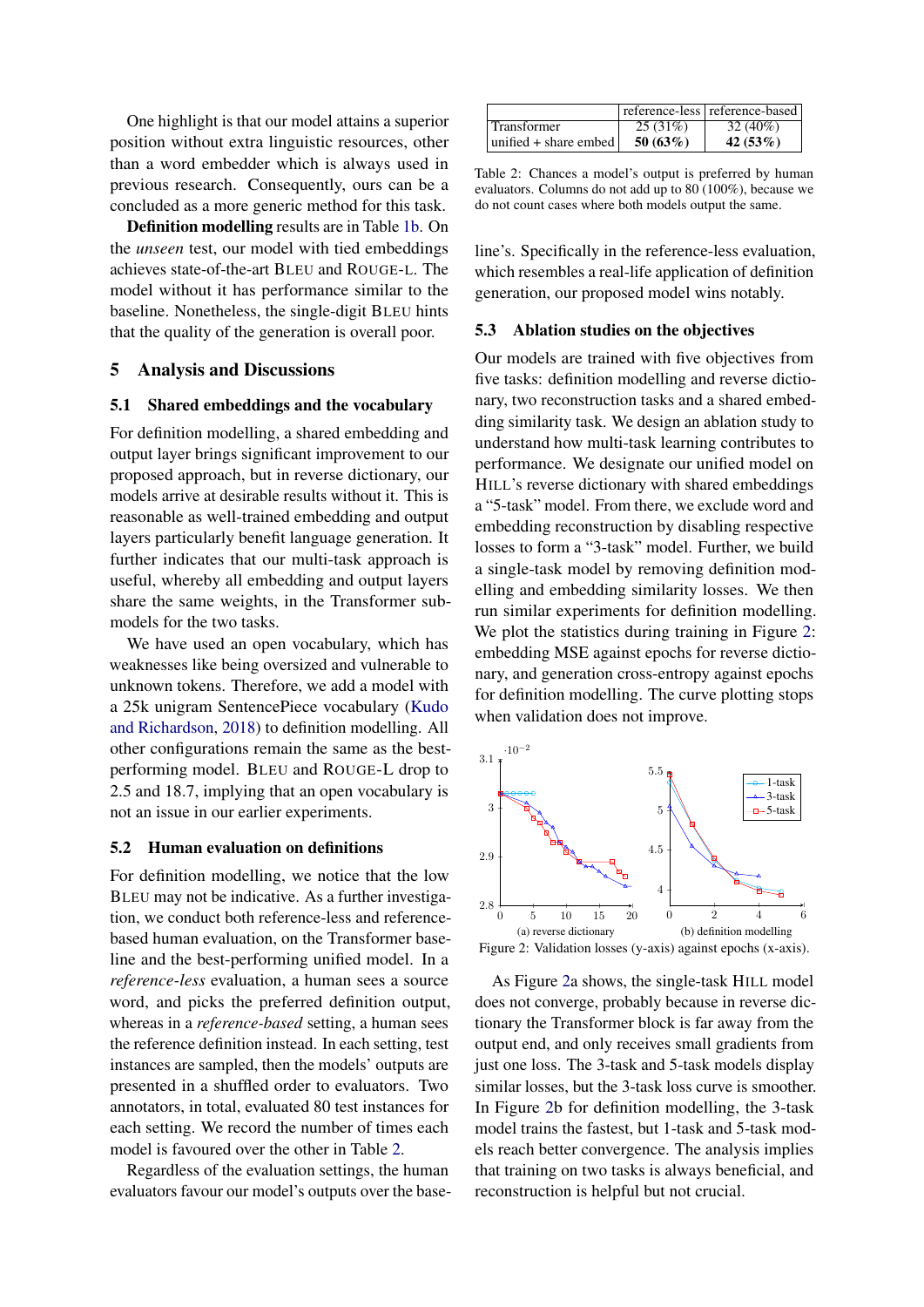One highlight is that our model attains a superior position without extra linguistic resources, other than a word embedder which is always used in previous research. Consequently, ours can be a concluded as a more generic method for this task.

**Definition modelling** results are in Table 1b. On the *unseen* test, our model with tied embeddings achieves state-of-the-art BLEU and ROUGE-L. The model without it has performance similar to the baseline. Nonetheless, the single-digit BLEU hints that the quality of the generation is overall poor.

## 5 Analysis and Discussions

### 5.1 Shared embeddings and the vocabulary

For definition modelling, a shared embedding and output layer brings significant improvement to our proposed approach, but in reverse dictionary, our models arrive at desirable results without it. This is reasonable as well-trained embedding and output layers particularly benefit language generation. It further indicates that our multi-task approach is useful, whereby all embedding and output layers share the same weights, in the Transformer sub-models for the two tasks.

We have used an open vocabulary, which has weaknesses like being oversized and vulnerable to unknown tokens. Therefore, we add a model with a 25k unigram SentencePiece vocabulary (Kudo and Richardson, 2018) to definition modelling. All other configurations remain the same as the best-performing model. BLEU and ROUGE-L drop to 2.5 and 18.7, implying that an open vocabulary is not an issue in our earlier experiments.

### 5.2 Human evaluation on definitions

For definition modelling, we notice that the low BLEU may not be indicative. As a further investigation, we conduct both reference-less and reference-based human evaluation, on the Transformer baseline and the best-performing unified model. In a *reference-less* evaluation, a human sees a source word, and picks the preferred definition output, whereas in a *reference-based* setting, a human sees the reference definition instead. In each setting, test instances are sampled, then the models' outputs are presented in a shuffled order to evaluators. Two annotators, in total, evaluated 80 test instances for each setting. We record the number of times each model is favoured over the other in Table 2.

Regardless of the evaluation settings, the human evaluators favour our model's outputs over the baseline's. Specifically in the reference-less evaluation, which resembles a real-life application of definition generation, our proposed model wins notably.

| | reference-less | reference-based |
|---|---|---|
| Transformer | 25 (31%) | 32 (40%) |
| unified + share embed | **50 (63%)** | **42 (53%)** |

Table 2: Chances a model's output is preferred by human evaluators. Columns do not add up to 80 (100%), because we do not count cases where both models output the same.

### 5.3 Ablation studies on the objectives

Our models are trained with five objectives from five tasks: definition modelling and reverse dictionary, two reconstruction tasks and a shared embedding similarity task. We design an ablation study to understand how multi-task learning contributes to performance. We designate our unified model on HILL's reverse dictionary with shared embeddings a "5-task" model. From there, we exclude word and embedding reconstruction by disabling respective losses to form a "3-task" model. Further, we build a single-task model by removing definition modelling and embedding similarity losses. We then run similar experiments for definition modelling. We plot the statistics during training in Figure 2: embedding MSE against epochs for reverse dictionary, and generation cross-entropy against epochs for definition modelling. The curve plotting stops when validation does not improve.

Figure 2: Validation losses (y-axis) against epochs (x-axis). (a) reverse dictionary (b) definition modelling

As Figure 2a shows, the single-task HILL model does not converge, probably because in reverse dictionary the Transformer block is far away from the output end, and only receives small gradients from just one loss. The 3-task and 5-task models display similar losses, but the 3-task loss curve is smoother. In Figure 2b for definition modelling, the 3-task model trains the fastest, but 1-task and 5-task models reach better convergence. The analysis implies that training on two tasks is always beneficial, and reconstruction is helpful but not crucial.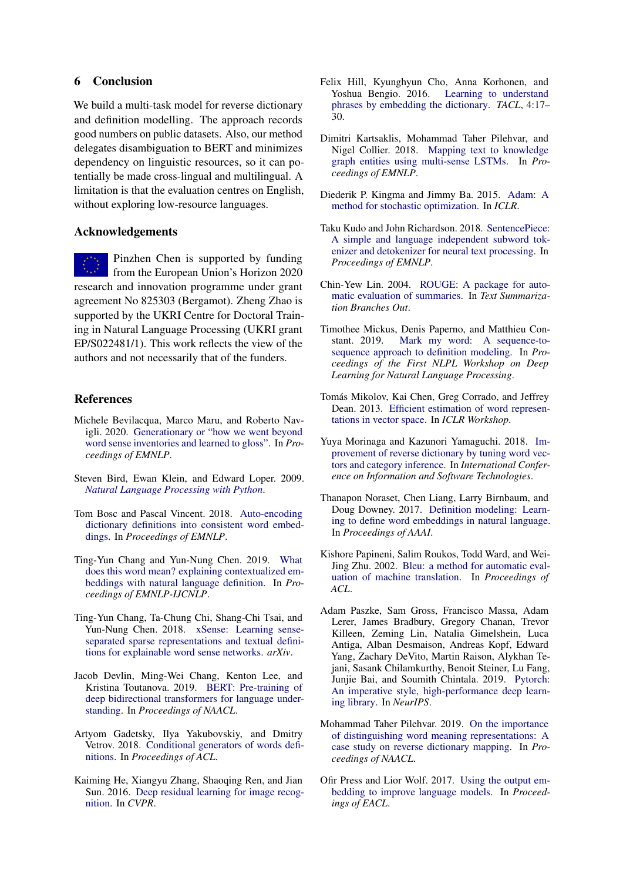## 6 Conclusion

We build a multi-task model for reverse dictionary and definition modelling. The approach records good numbers on public datasets. Also, our method delegates disambiguation to BERT and minimizes dependency on linguistic resources, so it can potentially be made cross-lingual and multilingual. A limitation is that the evaluation centres on English, without exploring low-resource languages.

## Acknowledgements

Pinzhen Chen is supported by funding from the European Union's Horizon 2020 research and innovation programme under grant agreement No 825303 (Bergamot). Zheng Zhao is supported by the UKRI Centre for Doctoral Training in Natural Language Processing (UKRI grant EP/S022481/1). This work reflects the view of the authors and not necessarily that of the funders.

## References

Michele Bevilacqua, Marco Maru, and Roberto Navigli. 2020. Generationary or "how we went beyond word sense inventories and learned to gloss". In *Proceedings of EMNLP*.

Steven Bird, Ewan Klein, and Edward Loper. 2009. *Natural Language Processing with Python*.

Tom Bosc and Pascal Vincent. 2018. Auto-encoding dictionary definitions into consistent word embeddings. In *Proceedings of EMNLP*.

Ting-Yun Chang and Yun-Nung Chen. 2019. What does this word mean? explaining contextualized embeddings with natural language definition. In *Proceedings of EMNLP-IJCNLP*.

Ting-Yun Chang, Ta-Chung Chi, Shang-Chi Tsai, and Yun-Nung Chen. 2018. xSense: Learning sense-separated sparse representations and textual definitions for explainable word sense networks. *arXiv*.

Jacob Devlin, Ming-Wei Chang, Kenton Lee, and Kristina Toutanova. 2019. BERT: Pre-training of deep bidirectional transformers for language understanding. In *Proceedings of NAACL*.

Artyom Gadetsky, Ilya Yakubovskiy, and Dmitry Vetrov. 2018. Conditional generators of words definitions. In *Proceedings of ACL*.

Kaiming He, Xiangyu Zhang, Shaoqing Ren, and Jian Sun. 2016. Deep residual learning for image recognition. In *CVPR*.

Felix Hill, Kyunghyun Cho, Anna Korhonen, and Yoshua Bengio. 2016. Learning to understand phrases by embedding the dictionary. *TACL*, 4:17–30.

Dimitri Kartsaklis, Mohammad Taher Pilehvar, and Nigel Collier. 2018. Mapping text to knowledge graph entities using multi-sense LSTMs. In *Proceedings of EMNLP*.

Diederik P. Kingma and Jimmy Ba. 2015. Adam: A method for stochastic optimization. In *ICLR*.

Taku Kudo and John Richardson. 2018. SentencePiece: A simple and language independent subword tokenizer and detokenizer for neural text processing. In *Proceedings of EMNLP*.

Chin-Yew Lin. 2004. ROUGE: A package for automatic evaluation of summaries. In *Text Summarization Branches Out*.

Timothee Mickus, Denis Paperno, and Matthieu Constant. 2019. Mark my word: A sequence-to-sequence approach to definition modeling. In *Proceedings of the First NLPL Workshop on Deep Learning for Natural Language Processing*.

Tomás Mikolov, Kai Chen, Greg Corrado, and Jeffrey Dean. 2013. Efficient estimation of word representations in vector space. In *ICLR Workshop*.

Yuya Morinaga and Kazunori Yamaguchi. 2018. Improvement of reverse dictionary by tuning word vectors and category inference. In *International Conference on Information and Software Technologies*.

Thanapon Noraset, Chen Liang, Larry Birnbaum, and Doug Downey. 2017. Definition modeling: Learning to define word embeddings in natural language. In *Proceedings of AAAI*.

Kishore Papineni, Salim Roukos, Todd Ward, and Wei-Jing Zhu. 2002. Bleu: a method for automatic evaluation of machine translation. In *Proceedings of ACL*.

Adam Paszke, Sam Gross, Francisco Massa, Adam Lerer, James Bradbury, Gregory Chanan, Trevor Killeen, Zeming Lin, Natalia Gimelshein, Luca Antiga, Alban Desmaison, Andreas Kopf, Edward Yang, Zachary DeVito, Martin Raison, Alykhan Tejani, Sasank Chilamkurthy, Benoit Steiner, Lu Fang, Junjie Bai, and Soumith Chintala. 2019. Pytorch: An imperative style, high-performance deep learning library. In *NeurIPS*.

Mohammad Taher Pilehvar. 2019. On the importance of distinguishing word meaning representations: A case study on reverse dictionary mapping. In *Proceedings of NAACL*.

Ofir Press and Lior Wolf. 2017. Using the output embedding to improve language models. In *Proceedings of EACL*.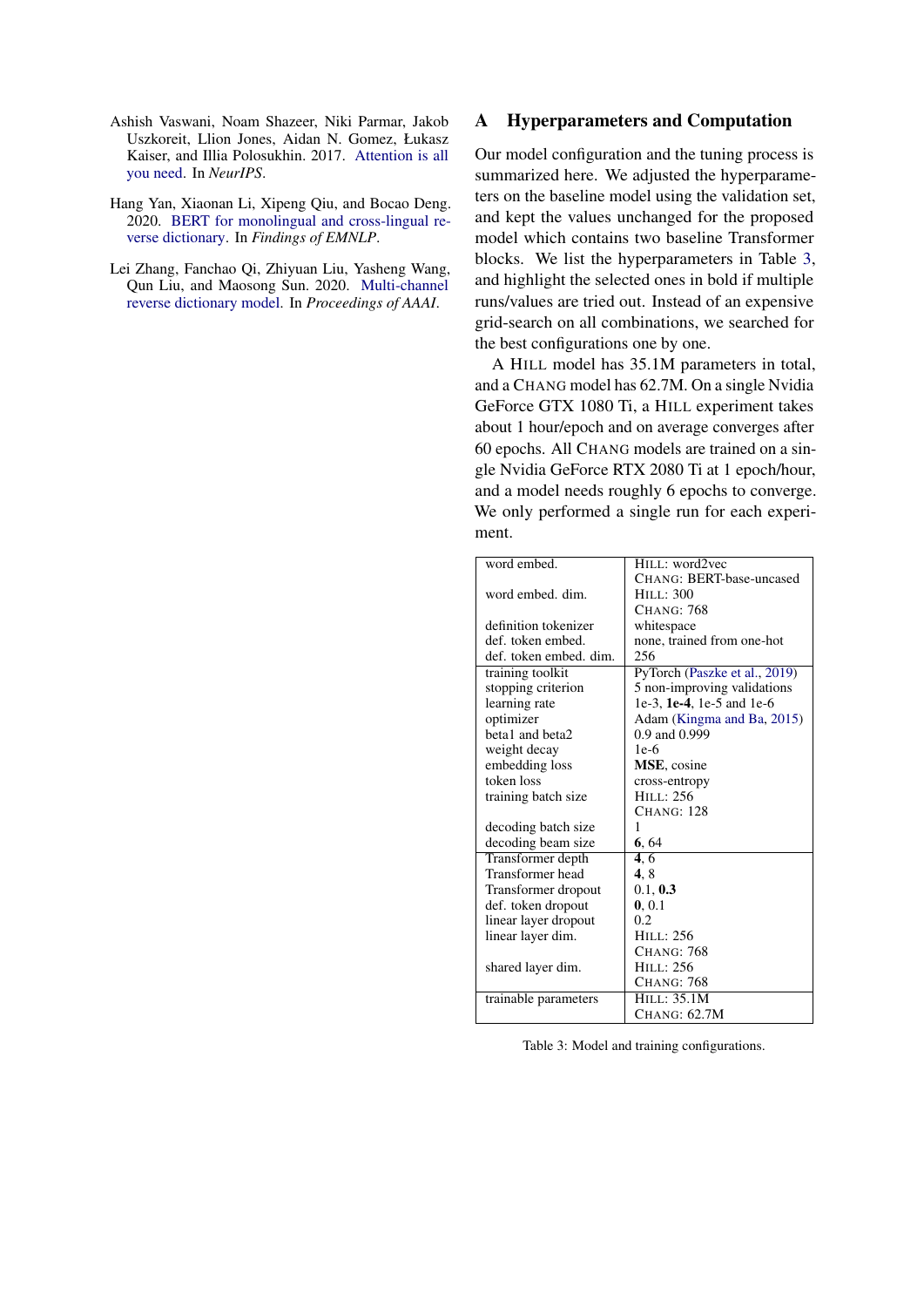Ashish Vaswani, Noam Shazeer, Niki Parmar, Jakob Uszkoreit, Llion Jones, Aidan N. Gomez, Łukasz Kaiser, and Illia Polosukhin. 2017. Attention is all you need. In *NeurIPS*.

Hang Yan, Xiaonan Li, Xipeng Qiu, and Bocao Deng. 2020. BERT for monolingual and cross-lingual reverse dictionary. In *Findings of EMNLP*.

Lei Zhang, Fanchao Qi, Zhiyuan Liu, Yasheng Wang, Qun Liu, and Maosong Sun. 2020. Multi-channel reverse dictionary model. In *Proceedings of AAAI*.

## A Hyperparameters and Computation

Our model configuration and the tuning process is summarized here. We adjusted the hyperparameters on the baseline model using the validation set, and kept the values unchanged for the proposed model which contains two baseline Transformer blocks. We list the hyperparameters in Table 3, and highlight the selected ones in bold if multiple runs/values are tried out. Instead of an expensive grid-search on all combinations, we searched for the best configurations one by one.

A HILL model has 35.1M parameters in total, and a CHANG model has 62.7M. On a single Nvidia GeForce GTX 1080 Ti, a HILL experiment takes about 1 hour/epoch and on average converges after 60 epochs. All CHANG models are trained on a single Nvidia GeForce RTX 2080 Ti at 1 epoch/hour, and a model needs roughly 6 epochs to converge. We only performed a single run for each experiment.

| | |
|---|---|
| word embed. | HILL: word2vec<br>CHANG: BERT-base-uncased |
| word embed. dim. | HILL: 300<br>CHANG: 768 |
| definition tokenizer | whitespace |
| def. token embed. | none, trained from one-hot |
| def. token embed. dim. | 256 |
| training toolkit | PyTorch (Paszke et al., 2019) |
| stopping criterion | 5 non-improving validations |
| learning rate | 1e-3, **1e-4**, 1e-5 and 1e-6 |
| optimizer | Adam (Kingma and Ba, 2015) |
| beta1 and beta2 | 0.9 and 0.999 |
| weight decay | 1e-6 |
| embedding loss | **MSE**, cosine |
| token loss | cross-entropy |
| training batch size | HILL: 256<br>CHANG: 128 |
| decoding batch size | 1 |
| decoding beam size | **6**, 64 |
| Transformer depth | **4**, 6 |
| Transformer head | **4**, 8 |
| Transformer dropout | 0.1, **0.3** |
| def. token dropout | **0**, 0.1 |
| linear layer dropout | 0.2 |
| linear layer dim. | HILL: 256<br>CHANG: 768 |
| shared layer dim. | HILL: 256<br>CHANG: 768 |
| trainable parameters | HILL: 35.1M<br>CHANG: 62.7M |

Table 3: Model and training configurations.